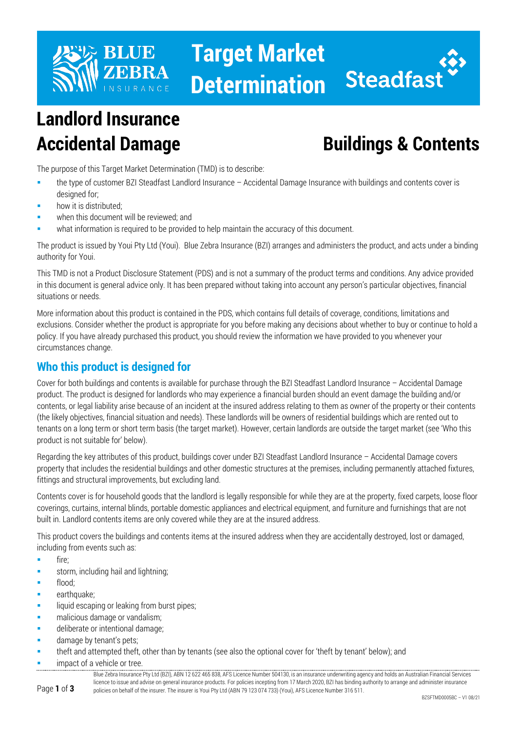# Target Market Determination

# Landlord Insurance Accidental Damage

## Buildings & Contents

The purpose of this Target Market Determination (TMD) is to describe:

- the type of customer BZI Steadfast Landlord Insurance – Accidental Damage Insurance with buildings and contents cover is designed for;
- how it is distributed;
- when this document will be reviewed; and
- what information is required to be provided to help maintain the accuracy of this document.

The product is issued by Youi Pty Ltd (Youi). Blue Zebra Insurance (BZI) arranges and administers the product, and acts under a binding authority for Youi.

This TMD is not a Product Disclosure Statement (PDS) and is not a summary of the product terms and conditions. Any advice provided in this document is general advice only. It has been prepared without taking into account any person's particular objectives, financial situations or needs.

More information about this product is contained in the PDS, which contains full details of coverage, conditions, limitations and exclusions. Consider whether the product is appropriate for you before making any decisions about whether to buy or continue to hold a policy. If you have already purchased this product, you should review the information we have provided to you whenever your circumstances change.

## Who this product is designed for

Cover for both buildings and contents is available for purchase through the BZI Steadfast Landlord Insurance – Accidental Damage product. The product is designed for landlords who may experience a financial burden should an event damage the building and/or contents, or legal liability arise because of an incident at the insured address relating to them as owner of the property or their contents (the likely objectives, financial situation and needs). These landlords will be owners of residential buildings which are rented out to tenants on a long term or short term basis (the target market). However, certain landlords are outside the target market (see 'Who this product is not suitable for' below).

Regarding the key attributes of this product, buildings cover under BZI Steadfast Landlord Insurance – Accidental Damage covers property that includes the residential buildings and other domestic structures at the premises, including permanently attached fixtures, fittings and structural improvements, but excluding land.

Contents cover is for household goods that the landlord is legally responsible for while they are at the property, fixed carpets, loose floor coverings, curtains, internal blinds, portable domestic appliances and electrical equipment, and furniture and furnishings that are not built in. Landlord contents items are only covered while they are at the insured address.

This product covers the buildings and contents items at the insured address when they are accidentally destroyed, lost or damaged, including from events such as:

- fire;
- storm, including hail and lightning;
- flood;
- earthquake;
- liquid escaping or leaking from burst pipes;
- malicious damage or vandalism;
- deliberate or intentional damage;
- damage by tenant's pets;
- theft and attempted theft, other than by tenants (see also the optional cover for 'theft by tenant' below); and
- impact of a vehicle or tree.

Blue Zebra Insurance Pty Ltd (BZI), ABN 12 622 465 838, AFS Licence Number 504130, is an insurance underwriting agency and holds an Australian Financial Services licence to issue and advise on general insurance products. For policies incepting from 17 March 2020, BZI has binding authority to arrange and administer insurance policies on behalf of the insurer. The insurer is Youi Pty Ltd (ABN 79 123 074 733) (Youi), AFS Licence Number 316 511.

BZSFTMD0005BC – V1 08/21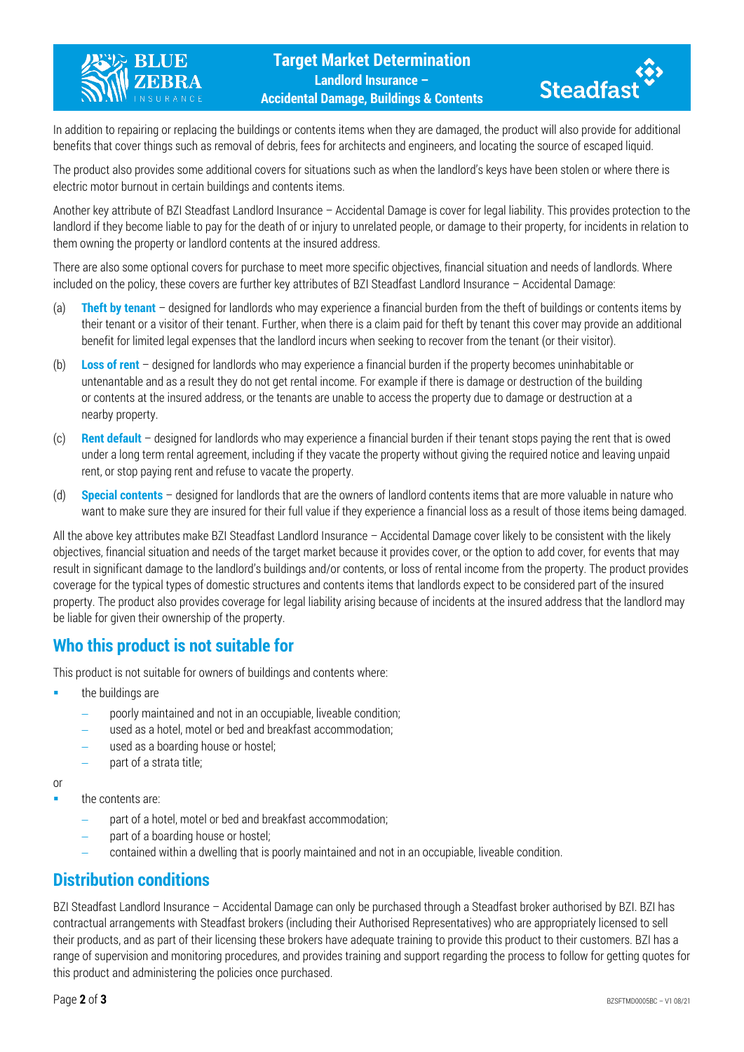In addition to repairing or replacing the buildings or contents items when they are damaged, the product will also provide for additional benefits that cover things such as removal of debris, fees for architects and engineers, and locating the source of escaped liquid.

The product also provides some additional covers for situations such as when the landlord's keys have been stolen or where there is electric motor burnout in certain buildings and contents items.

Another key attribute of BZI Steadfast Landlord Insurance – Accidental Damage is cover for legal liability. This provides protection to the landlord if they become liable to pay for the death of or injury to unrelated people, or damage to their property, for incidents in relation to them owning the property or landlord contents at the insured address.

There are also some optional covers for purchase to meet more specific objectives, financial situation and needs of landlords. Where included on the policy, these covers are further key attributes of BZI Steadfast Landlord Insurance – Accidental Damage:

(a) **Theft by tenant** – designed for landlords who may experience a financial burden from the theft of buildings or contents items by their tenant or a visitor of their tenant. Further, when there is a claim paid for theft by tenant this cover may provide an additional benefit for limited legal expenses that the landlord incurs when seeking to recover from the tenant (or their visitor).

(b) **Loss of rent** – designed for landlords who may experience a financial burden if the property becomes uninhabitable or untenantable and as a result they do not get rental income. For example if there is damage or destruction of the building or contents at the insured address, or the tenants are unable to access the property due to damage or destruction at a nearby property.

(c) **Rent default** – designed for landlords who may experience a financial burden if their tenant stops paying the rent that is owed under a long term rental agreement, including if they vacate the property without giving the required notice and leaving unpaid rent, or stop paying rent and refuse to vacate the property.

(d) **Special contents** – designed for landlords that are the owners of landlord contents items that are more valuable in nature who want to make sure they are insured for their full value if they experience a financial loss as a result of those items being damaged.

All the above key attributes make BZI Steadfast Landlord Insurance – Accidental Damage cover likely to be consistent with the likely objectives, financial situation and needs of the target market because it provides cover, or the option to add cover, for events that may result in significant damage to the landlord's buildings and/or contents, or loss of rental income from the property. The product provides coverage for the typical types of domestic structures and contents items that landlords expect to be considered part of the insured property. The product also provides coverage for legal liability arising because of incidents at the insured address that the landlord may be liable for given their ownership of the property.

## Who this product is not suitable for

This product is not suitable for owners of buildings and contents where:

- the buildings are
  - poorly maintained and not in an occupiable, liveable condition;
  - used as a hotel, motel or bed and breakfast accommodation;
  - used as a boarding house or hostel;
  - part of a strata title;

or

- the contents are:
  - part of a hotel, motel or bed and breakfast accommodation;
  - part of a boarding house or hostel;
  - contained within a dwelling that is poorly maintained and not in an occupiable, liveable condition.

## Distribution conditions

BZI Steadfast Landlord Insurance – Accidental Damage can only be purchased through a Steadfast broker authorised by BZI. BZI has contractual arrangements with Steadfast brokers (including their Authorised Representatives) who are appropriately licensed to sell their products, and as part of their licensing these brokers have adequate training to provide this product to their customers. BZI has a range of supervision and monitoring procedures, and provides training and support regarding the process to follow for getting quotes for this product and administering the policies once purchased.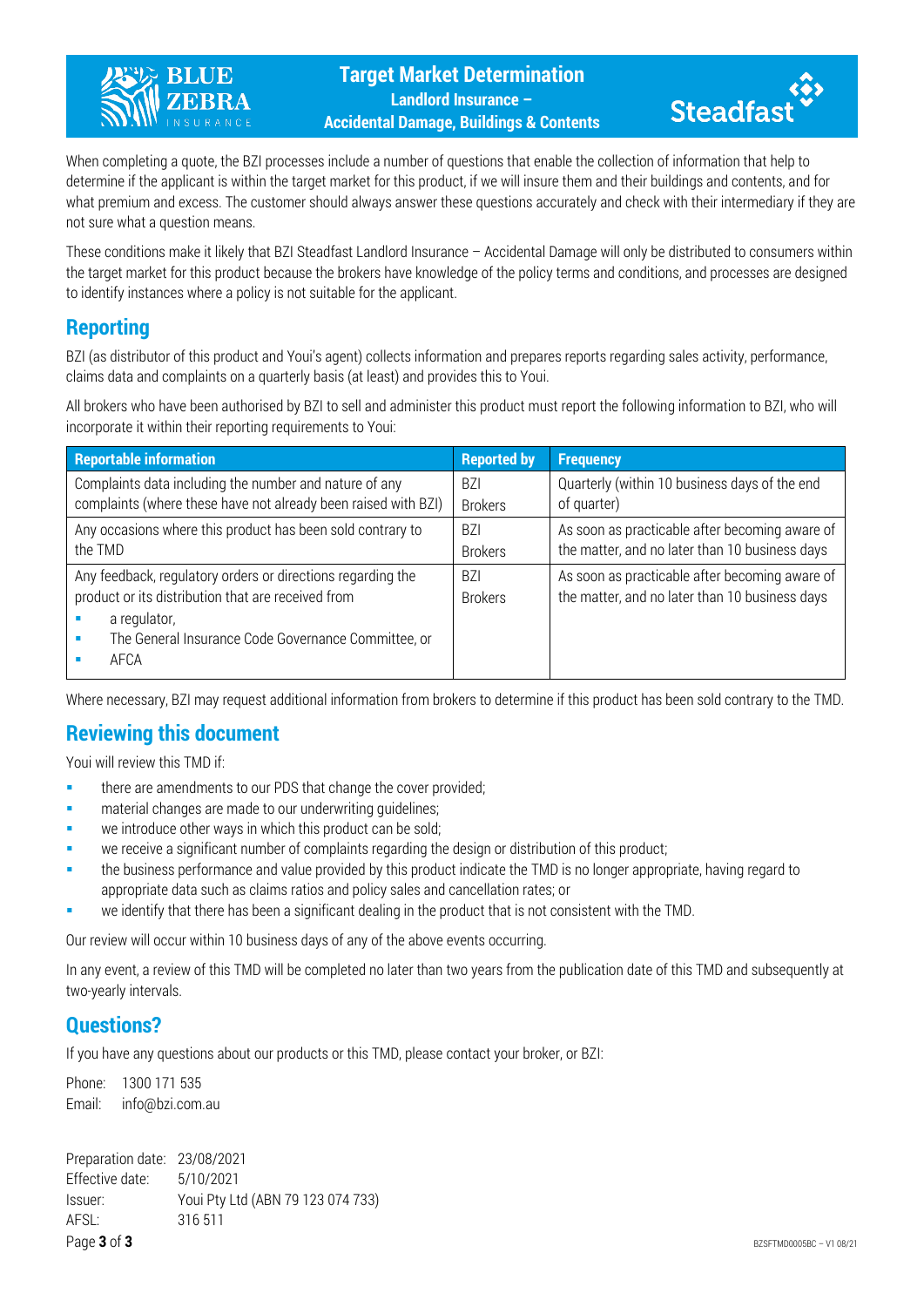When completing a quote, the BZI processes include a number of questions that enable the collection of information that help to determine if the applicant is within the target market for this product, if we will insure them and their buildings and contents, and for what premium and excess. The customer should always answer these questions accurately and check with their intermediary if they are not sure what a question means.

These conditions make it likely that BZI Steadfast Landlord Insurance – Accidental Damage will only be distributed to consumers within the target market for this product because the brokers have knowledge of the policy terms and conditions, and processes are designed to identify instances where a policy is not suitable for the applicant.

## Reporting

BZI (as distributor of this product and Youi's agent) collects information and prepares reports regarding sales activity, performance, claims data and complaints on a quarterly basis (at least) and provides this to Youi.

All brokers who have been authorised by BZI to sell and administer this product must report the following information to BZI, who will incorporate it within their reporting requirements to Youi:

| Reportable information | Reported by | Frequency |
|---|---|---|
| Complaints data including the number and nature of any complaints (where these have not already been raised with BZI) | BZI<br>Brokers | Quarterly (within 10 business days of the end of quarter) |
| Any occasions where this product has been sold contrary to the TMD | BZI<br>Brokers | As soon as practicable after becoming aware of the matter, and no later than 10 business days |
| Any feedback, regulatory orders or directions regarding the product or its distribution that are received from<br>▪ a regulator,<br>▪ The General Insurance Code Governance Committee, or<br>▪ AFCA | BZI<br>Brokers | As soon as practicable after becoming aware of the matter, and no later than 10 business days |

Where necessary, BZI may request additional information from brokers to determine if this product has been sold contrary to the TMD.

## Reviewing this document

Youi will review this TMD if:

- there are amendments to our PDS that change the cover provided;
- material changes are made to our underwriting guidelines;
- we introduce other ways in which this product can be sold;
- we receive a significant number of complaints regarding the design or distribution of this product;
- the business performance and value provided by this product indicate the TMD is no longer appropriate, having regard to appropriate data such as claims ratios and policy sales and cancellation rates; or
- we identify that there has been a significant dealing in the product that is not consistent with the TMD.

Our review will occur within 10 business days of any of the above events occurring.

In any event, a review of this TMD will be completed no later than two years from the publication date of this TMD and subsequently at two-yearly intervals.

## Questions?

If you have any questions about our products or this TMD, please contact your broker, or BZI:

Phone: 1300 171 535
Email: info@bzi.com.au

Preparation date: 23/08/2021
Effective date: 5/10/2021
Issuer: Youi Pty Ltd (ABN 79 123 074 733)
AFSL: 316 511